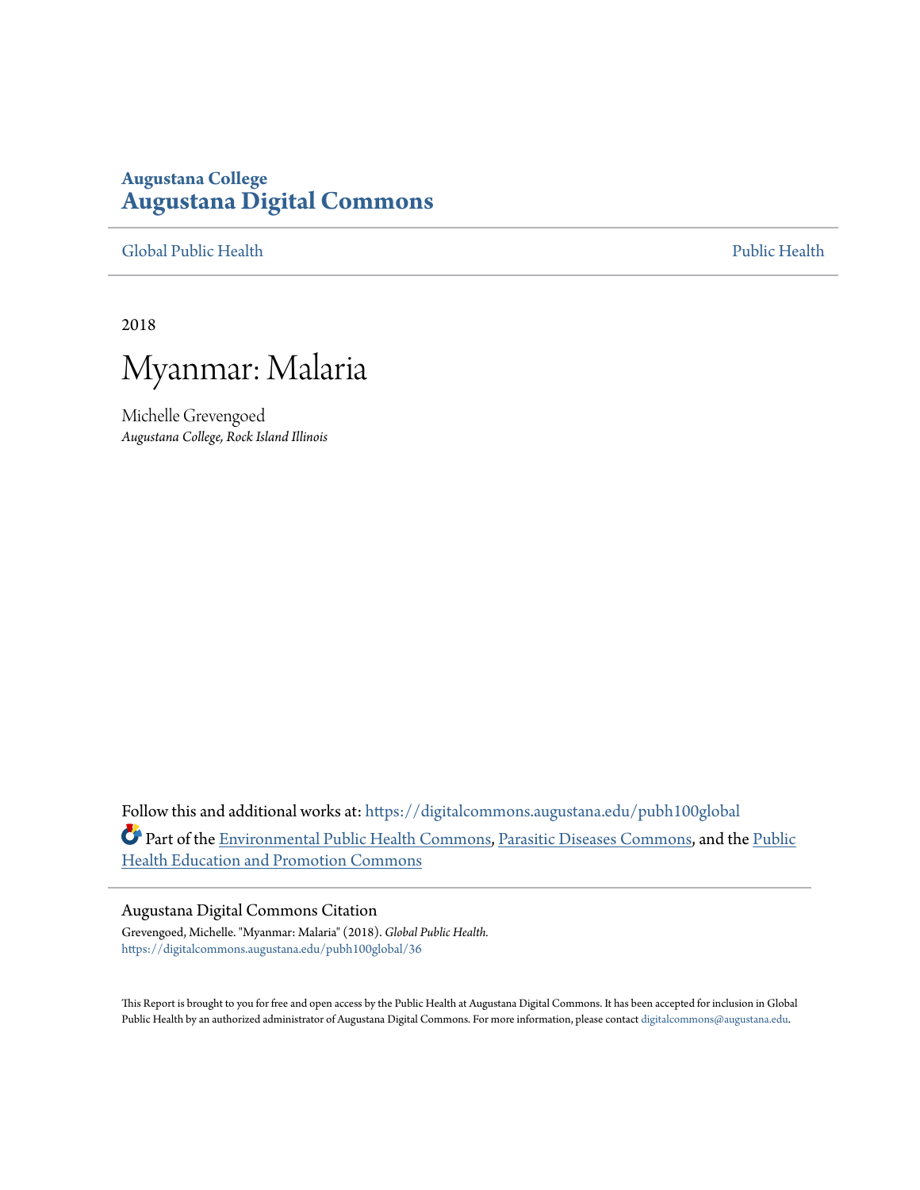**Augustana College**
# Augustana Digital Commons

Global Public Health | Public Health

2018

# Myanmar: Malaria

Michelle Grevengoed
*Augustana College, Rock Island Illinois*

Follow this and additional works at: https://digitalcommons.augustana.edu/pubh100global

Part of the Environmental Public Health Commons, Parasitic Diseases Commons, and the Public Health Education and Promotion Commons

## Augustana Digital Commons Citation

Grevengoed, Michelle. "Myanmar: Malaria" (2018). *Global Public Health.*
https://digitalcommons.augustana.edu/pubh100global/36

This Report is brought to you for free and open access by the Public Health at Augustana Digital Commons. It has been accepted for inclusion in Global Public Health by an authorized administrator of Augustana Digital Commons. For more information, please contact digitalcommons@augustana.edu.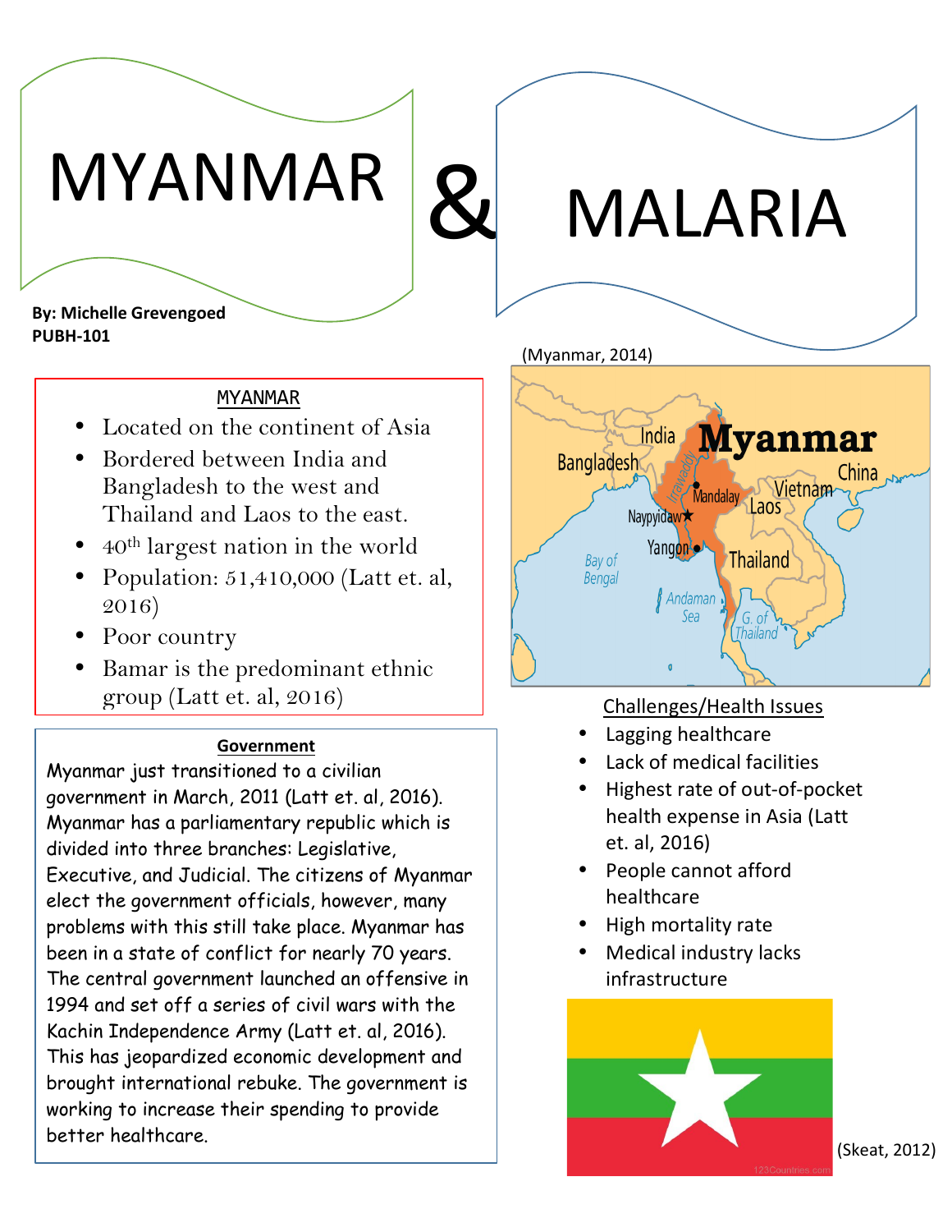# MYANMAR & MALARIA

**By: Michelle Grevengoed**
**PUBH-101**

## MYANMAR

- Located on the continent of Asia
- Bordered between India and Bangladesh to the west and Thailand and Laos to the east.
- 40th largest nation in the world
- Population: 51,410,000 (Latt et. al, 2016)
- Poor country
- Bamar is the predominant ethnic group (Latt et. al, 2016)

## Government

Myanmar just transitioned to a civilian government in March, 2011 (Latt et. al, 2016). Myanmar has a parliamentary republic which is divided into three branches: Legislative, Executive, and Judicial. The citizens of Myanmar elect the government officials, however, many problems with this still take place. Myanmar has been in a state of conflict for nearly 70 years. The central government launched an offensive in 1994 and set off a series of civil wars with the Kachin Independence Army (Latt et. al, 2016). This has jeopardized economic development and brought international rebuke. The government is working to increase their spending to provide better healthcare.

(Myanmar, 2014)

## Challenges/Health Issues

- Lagging healthcare
- Lack of medical facilities
- Highest rate of out-of-pocket health expense in Asia (Latt et. al, 2016)
- People cannot afford healthcare
- High mortality rate
- Medical industry lacks infrastructure

(Skeat, 2012)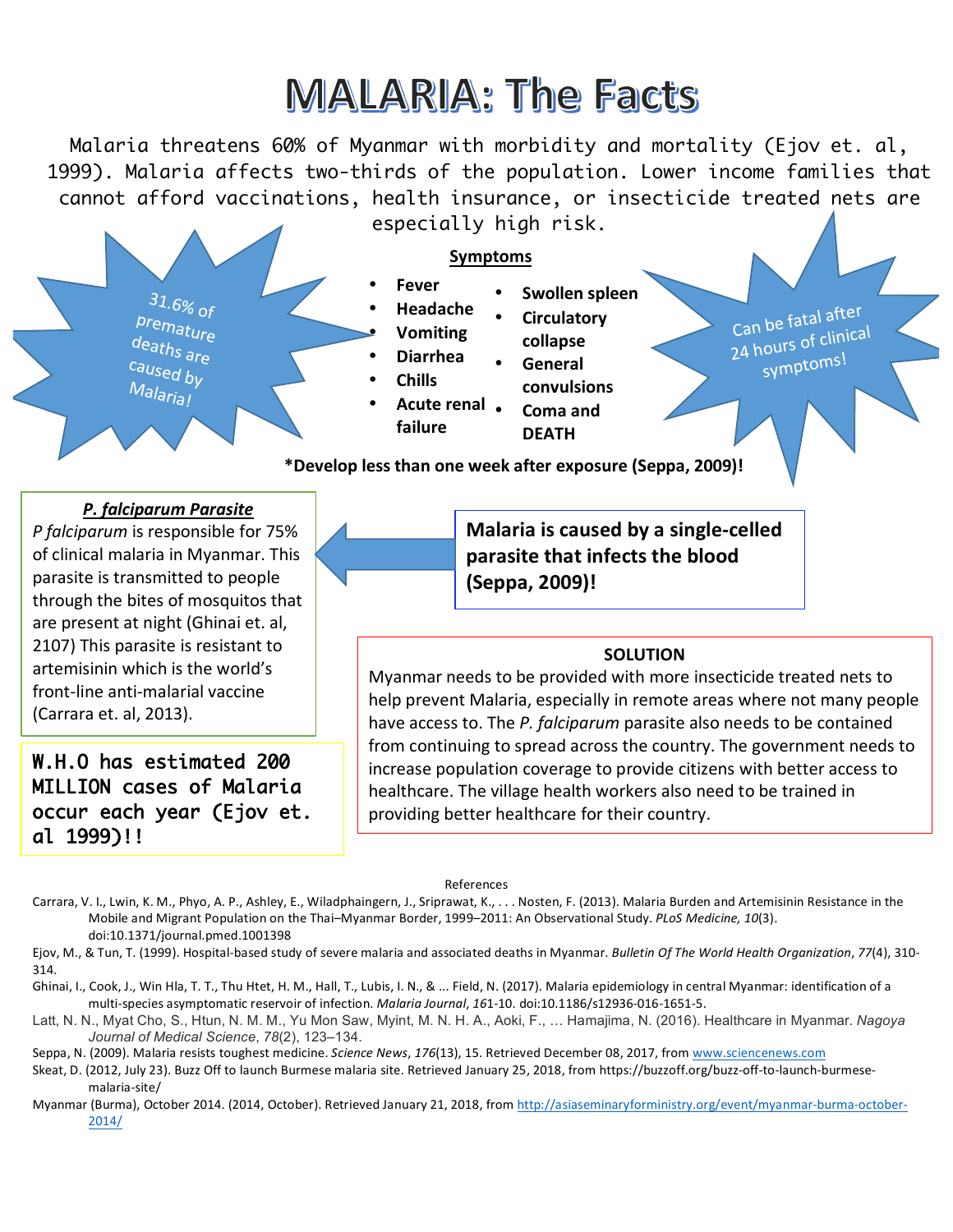# MALARIA: The Facts

Malaria threatens 60% of Myanmar with morbidity and mortality (Ejov et. al, 1999). Malaria affects two-thirds of the population. Lower income families that cannot afford vaccinations, health insurance, or insecticide treated nets are especially high risk.

31.6% of premature deaths are caused by Malaria!

**Symptoms**

- **Fever**
- **Headache**
- **Vomiting**
- **Diarrhea**
- **Chills**
- **Acute renal failure**
- **Swollen spleen**
- **Circulatory collapse**
- **General convulsions**
- **Coma and DEATH**

Can be fatal after 24 hours of clinical symptoms!

**\*Develop less than one week after exposure (Seppa, 2009)!**

***P. falciparum* Parasite**

*P falciparum* is responsible for 75% of clinical malaria in Myanmar. This parasite is transmitted to people through the bites of mosquitos that are present at night (Ghinai et. al, 2107) This parasite is resistant to artemisinin which is the world's front-line anti-malarial vaccine (Carrara et. al, 2013).

**Malaria is caused by a single-celled parasite that infects the blood (Seppa, 2009)!**

W.H.O has estimated 200 MILLION cases of Malaria occur each year (Ejov et. al 1999)!!

**SOLUTION**

Myanmar needs to be provided with more insecticide treated nets to help prevent Malaria, especially in remote areas where not many people have access to. The *P. falciparum* parasite also needs to be contained from continuing to spread across the country. The government needs to increase population coverage to provide citizens with better access to healthcare. The village health workers also need to be trained in providing better healthcare for their country.

References

Carrara, V. I., Lwin, K. M., Phyo, A. P., Ashley, E., Wiladphaingern, J., Sriprawat, K., . . . Nosten, F. (2013). Malaria Burden and Artemisinin Resistance in the Mobile and Migrant Population on the Thai–Myanmar Border, 1999–2011: An Observational Study. *PLoS Medicine, 10*(3). doi:10.1371/journal.pmed.1001398

Ejov, M., & Tun, T. (1999). Hospital-based study of severe malaria and associated deaths in Myanmar. *Bulletin Of The World Health Organization*, *77*(4), 310-314.

Ghinai, I., Cook, J., Win Hla, T. T., Thu Htet, H. M., Hall, T., Lubis, I. N., & ... Field, N. (2017). Malaria epidemiology in central Myanmar: identification of a multi-species asymptomatic reservoir of infection. *Malaria Journal*, *16*1-10. doi:10.1186/s12936-016-1651-5.

Latt, N. N., Myat Cho, S., Htun, N. M. M., Yu Mon Saw, Myint, M. N. H. A., Aoki, F., … Hamajima, N. (2016). Healthcare in Myanmar. *Nagoya Journal of Medical Science*, *78*(2), 123–134.

Seppa, N. (2009). Malaria resists toughest medicine. *Science News*, *176*(13), 15. Retrieved December 08, 2017, from www.sciencenews.com

Skeat, D. (2012, July 23). Buzz Off to launch Burmese malaria site. Retrieved January 25, 2018, from https://buzzoff.org/buzz-off-to-launch-burmese-malaria-site/

Myanmar (Burma), October 2014. (2014, October). Retrieved January 21, 2018, from http://asiaseminaryforministry.org/event/myanmar-burma-october-2014/